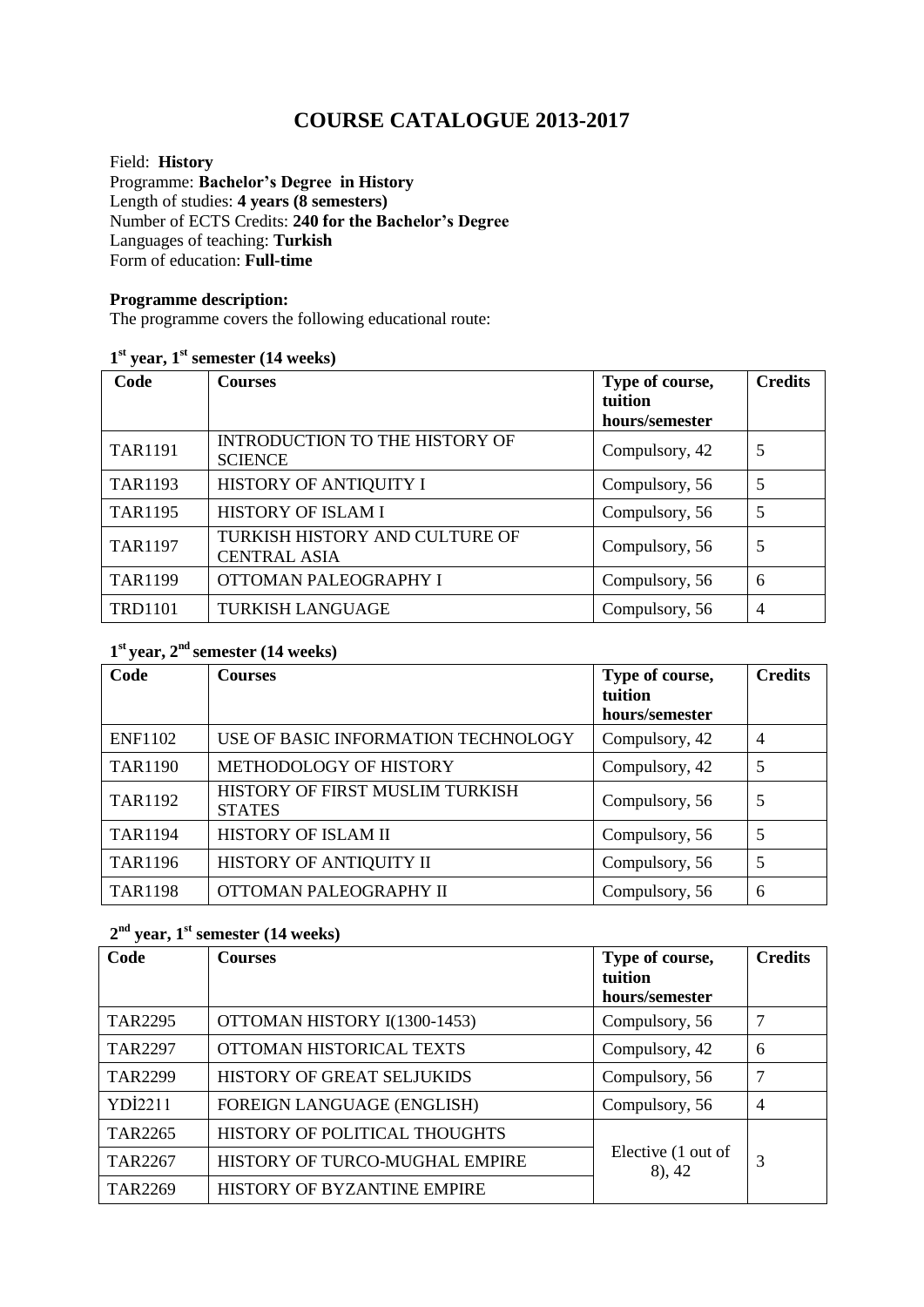# COURSE CATALOGUE 2013-2017

Field: **History**
Programme: **Bachelor's Degree in History**
Length of studies: **4 years (8 semesters)**
Number of ECTS Credits: **240 for the Bachelor's Degree**
Languages of teaching: **Turkish**
Form of education: **Full-time**

**Programme description:**
The programme covers the following educational route:

**1st year, 1st semester (14 weeks)**

| Code | Courses | Type of course, tuition hours/semester | Credits |
|---|---|---|---|
| TAR1191 | INTRODUCTION TO THE HISTORY OF SCIENCE | Compulsory, 42 | 5 |
| TAR1193 | HISTORY OF ANTIQUITY I | Compulsory, 56 | 5 |
| TAR1195 | HISTORY OF ISLAM I | Compulsory, 56 | 5 |
| TAR1197 | TURKISH HISTORY AND CULTURE OF CENTRAL ASIA | Compulsory, 56 | 5 |
| TAR1199 | OTTOMAN PALEOGRAPHY I | Compulsory, 56 | 6 |
| TRD1101 | TURKISH LANGUAGE | Compulsory, 56 | 4 |

**1st year, 2nd semester (14 weeks)**

| Code | Courses | Type of course, tuition hours/semester | Credits |
|---|---|---|---|
| ENF1102 | USE OF BASIC INFORMATION TECHNOLOGY | Compulsory, 42 | 4 |
| TAR1190 | METHODOLOGY OF HISTORY | Compulsory, 42 | 5 |
| TAR1192 | HISTORY OF FIRST MUSLIM TURKISH STATES | Compulsory, 56 | 5 |
| TAR1194 | HISTORY OF ISLAM II | Compulsory, 56 | 5 |
| TAR1196 | HISTORY OF ANTIQUITY II | Compulsory, 56 | 5 |
| TAR1198 | OTTOMAN PALEOGRAPHY II | Compulsory, 56 | 6 |

**2nd year, 1st semester (14 weeks)**

| Code | Courses | Type of course, tuition hours/semester | Credits |
|---|---|---|---|
| TAR2295 | OTTOMAN HISTORY I(1300-1453) | Compulsory, 56 | 7 |
| TAR2297 | OTTOMAN HISTORICAL TEXTS | Compulsory, 42 | 6 |
| TAR2299 | HISTORY OF GREAT SELJUKIDS | Compulsory, 56 | 7 |
| YDİ2211 | FOREIGN LANGUAGE (ENGLISH) | Compulsory, 56 | 4 |
| TAR2265 | HISTORY OF POLITICAL THOUGHTS | Elective (1 out of 8), 42 | 3 |
| TAR2267 | HISTORY OF TURCO-MUGHAL EMPIRE | | |
| TAR2269 | HISTORY OF BYZANTINE EMPIRE | | |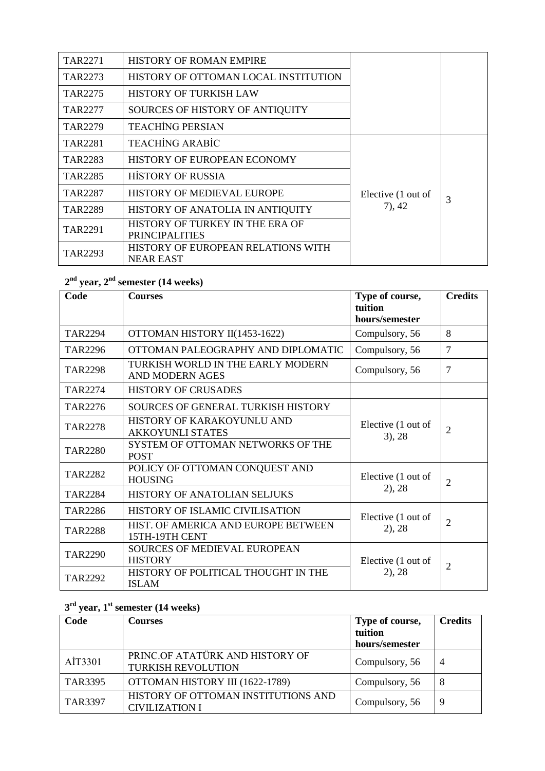| | | | |
|---|---|---|---|
| TAR2271 | HISTORY OF ROMAN EMPIRE | | |
| TAR2273 | HISTORY OF OTTOMAN LOCAL INSTITUTION | | |
| TAR2275 | HISTORY OF TURKISH LAW | | |
| TAR2277 | SOURCES OF HISTORY OF ANTIQUITY | | |
| TAR2279 | TEACHİNG PERSIAN | | |
| TAR2281 | TEACHİNG ARABİC | Elective (1 out of 7), 42 | 3 |
| TAR2283 | HISTORY OF EUROPEAN ECONOMY | | |
| TAR2285 | HİSTORY OF RUSSIA | | |
| TAR2287 | HISTORY OF MEDIEVAL EUROPE | | |
| TAR2289 | HISTORY OF ANATOLIA IN ANTIQUITY | | |
| TAR2291 | HISTORY OF TURKEY IN THE ERA OF PRINCIPALITIES | | |
| TAR2293 | HISTORY OF EUROPEAN RELATIONS WITH NEAR EAST | | |

### 2nd year, 2nd semester (14 weeks)

| Code | Courses | Type of course, tuition hours/semester | Credits |
|---|---|---|---|
| TAR2294 | OTTOMAN HISTORY II(1453-1622) | Compulsory, 56 | 8 |
| TAR2296 | OTTOMAN PALEOGRAPHY AND DIPLOMATIC | Compulsory, 56 | 7 |
| TAR2298 | TURKISH WORLD IN THE EARLY MODERN AND MODERN AGES | Compulsory, 56 | 7 |
| TAR2274 | HISTORY OF CRUSADES | | |
| TAR2276 | SOURCES OF GENERAL TURKISH HISTORY | Elective (1 out of 3), 28 | 2 |
| TAR2278 | HISTORY OF KARAKOYUNLU AND AKKOYUNLI STATES | | |
| TAR2280 | SYSTEM OF OTTOMAN NETWORKS OF THE POST | | |
| TAR2282 | POLICY OF OTTOMAN CONQUEST AND HOUSING | Elective (1 out of 2), 28 | 2 |
| TAR2284 | HISTORY OF ANATOLIAN SELJUKS | | |
| TAR2286 | HISTORY OF ISLAMIC CIVILISATION | Elective (1 out of 2), 28 | 2 |
| TAR2288 | HIST. OF AMERICA AND EUROPE BETWEEN 15TH-19TH CENT | | |
| TAR2290 | SOURCES OF MEDIEVAL EUROPEAN HISTORY | Elective (1 out of 2), 28 | 2 |
| TAR2292 | HISTORY OF POLITICAL THOUGHT IN THE ISLAM | | |

### 3rd year, 1st semester (14 weeks)

| Code | Courses | Type of course, tuition hours/semester | Credits |
|---|---|---|---|
| AİT3301 | PRINC.OF ATATÜRK AND HISTORY OF TURKISH REVOLUTION | Compulsory, 56 | 4 |
| TAR3395 | OTTOMAN HISTORY III (1622-1789) | Compulsory, 56 | 8 |
| TAR3397 | HISTORY OF OTTOMAN INSTITUTIONS AND CIVILIZATION I | Compulsory, 56 | 9 |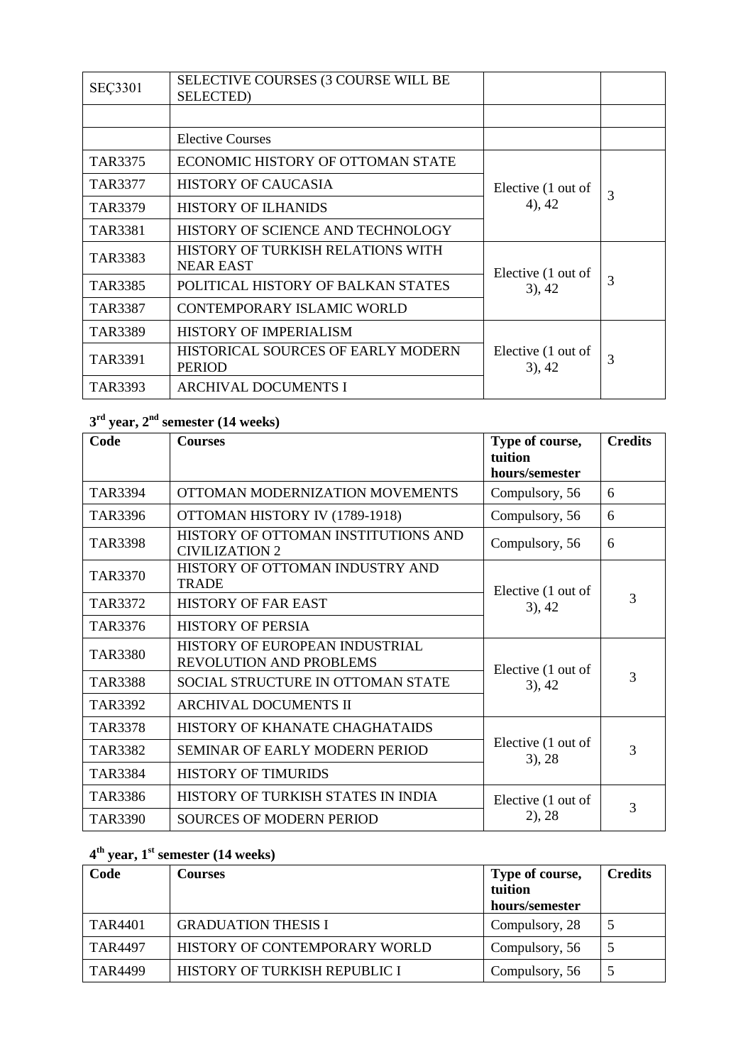| SEÇ3301 | SELECTIVE COURSES (3 COURSE WILL BE SELECTED) | | |
|---|---|---|---|
| | | | |
| | Elective Courses | | |
| TAR3375 | ECONOMIC HISTORY OF OTTOMAN STATE | Elective (1 out of 4), 42 | 3 |
| TAR3377 | HISTORY OF CAUCASIA | | |
| TAR3379 | HISTORY OF ILHANIDS | | |
| TAR3381 | HISTORY OF SCIENCE AND TECHNOLOGY | | |
| TAR3383 | HISTORY OF TURKISH RELATIONS WITH NEAR EAST | Elective (1 out of 3), 42 | 3 |
| TAR3385 | POLITICAL HISTORY OF BALKAN STATES | | |
| TAR3387 | CONTEMPORARY ISLAMIC WORLD | | |
| TAR3389 | HISTORY OF IMPERIALISM | Elective (1 out of 3), 42 | 3 |
| TAR3391 | HISTORICAL SOURCES OF EARLY MODERN PERIOD | | |
| TAR3393 | ARCHIVAL DOCUMENTS I | | |

### 3rd year, 2nd semester (14 weeks)

| Code | Courses | Type of course, tuition hours/semester | Credits |
|---|---|---|---|
| TAR3394 | OTTOMAN MODERNIZATION MOVEMENTS | Compulsory, 56 | 6 |
| TAR3396 | OTTOMAN HISTORY IV (1789-1918) | Compulsory, 56 | 6 |
| TAR3398 | HISTORY OF OTTOMAN INSTITUTIONS AND CIVILIZATION 2 | Compulsory, 56 | 6 |
| TAR3370 | HISTORY OF OTTOMAN INDUSTRY AND TRADE | Elective (1 out of 3), 42 | 3 |
| TAR3372 | HISTORY OF FAR EAST | | |
| TAR3376 | HISTORY OF PERSIA | | |
| TAR3380 | HISTORY OF EUROPEAN INDUSTRIAL REVOLUTION AND PROBLEMS | Elective (1 out of 3), 42 | 3 |
| TAR3388 | SOCIAL STRUCTURE IN OTTOMAN STATE | | |
| TAR3392 | ARCHIVAL DOCUMENTS II | | |
| TAR3378 | HISTORY OF KHANATE CHAGHATAIDS | Elective (1 out of 3), 28 | 3 |
| TAR3382 | SEMINAR OF EARLY MODERN PERIOD | | |
| TAR3384 | HISTORY OF TIMURIDS | | |
| TAR3386 | HISTORY OF TURKISH STATES IN INDIA | Elective (1 out of 2), 28 | 3 |
| TAR3390 | SOURCES OF MODERN PERIOD | | |

### 4th year, 1st semester (14 weeks)

| Code | Courses | Type of course, tuition hours/semester | Credits |
|---|---|---|---|
| TAR4401 | GRADUATION THESIS I | Compulsory, 28 | 5 |
| TAR4497 | HISTORY OF CONTEMPORARY WORLD | Compulsory, 56 | 5 |
| TAR4499 | HISTORY OF TURKISH REPUBLIC I | Compulsory, 56 | 5 |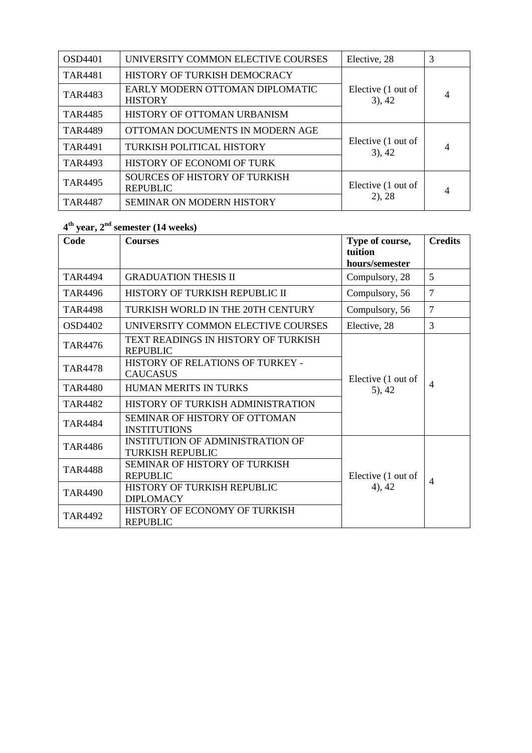| | | | |
|---|---|---|---|
| OSD4401 | UNIVERSITY COMMON ELECTIVE COURSES | Elective, 28 | 3 |
| TAR4481 | HISTORY OF TURKISH DEMOCRACY | Elective (1 out of 3), 42 | 4 |
| TAR4483 | EARLY MODERN OTTOMAN DIPLOMATIC HISTORY | | |
| TAR4485 | HISTORY OF OTTOMAN URBANISM | | |
| TAR4489 | OTTOMAN DOCUMENTS IN MODERN AGE | Elective (1 out of 3), 42 | 4 |
| TAR4491 | TURKISH POLITICAL HISTORY | | |
| TAR4493 | HISTORY OF ECONOMI OF TURK | | |
| TAR4495 | SOURCES OF HISTORY OF TURKISH REPUBLIC | Elective (1 out of 2), 28 | 4 |
| TAR4487 | SEMINAR ON MODERN HISTORY | | |

**4th year, 2nd semester (14 weeks)**

| Code | Courses | Type of course, tuition hours/semester | Credits |
|---|---|---|---|
| TAR4494 | GRADUATION THESIS II | Compulsory, 28 | 5 |
| TAR4496 | HISTORY OF TURKISH REPUBLIC II | Compulsory, 56 | 7 |
| TAR4498 | TURKISH WORLD IN THE 20TH CENTURY | Compulsory, 56 | 7 |
| OSD4402 | UNIVERSITY COMMON ELECTIVE COURSES | Elective, 28 | 3 |
| TAR4476 | TEXT READINGS IN HISTORY OF TURKISH REPUBLIC | Elective (1 out of 5), 42 | 4 |
| TAR4478 | HISTORY OF RELATIONS OF TURKEY - CAUCASUS | | |
| TAR4480 | HUMAN MERITS IN TURKS | | |
| TAR4482 | HISTORY OF TURKISH ADMINISTRATION | | |
| TAR4484 | SEMINAR OF HISTORY OF OTTOMAN INSTITUTIONS | | |
| TAR4486 | INSTITUTION OF ADMINISTRATION OF TURKISH REPUBLIC | Elective (1 out of 4), 42 | 4 |
| TAR4488 | SEMINAR OF HISTORY OF TURKISH REPUBLIC | | |
| TAR4490 | HISTORY OF TURKISH REPUBLIC DIPLOMACY | | |
| TAR4492 | HISTORY OF ECONOMY OF TURKISH REPUBLIC | | |